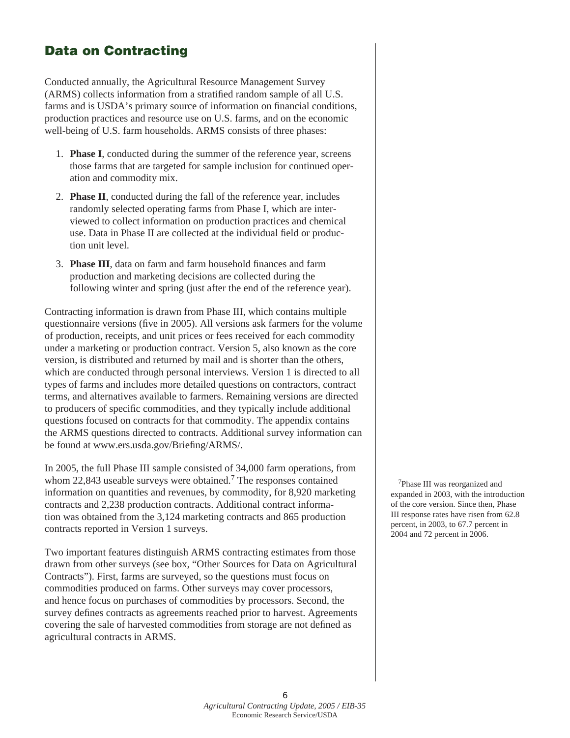## Data on Contracting

Conducted annually, the Agricultural Resource Management Survey (ARMS) collects information from a stratified random sample of all U.S. farms and is USDA's primary source of information on financial conditions, production practices and resource use on U.S. farms, and on the economic well-being of U.S. farm households. ARMS consists of three phases:

1. **Phase I**, conducted during the summer of the reference year, screens those farms that are targeted for sample inclusion for continued operation and commodity mix.
2. **Phase II**, conducted during the fall of the reference year, includes randomly selected operating farms from Phase I, which are interviewed to collect information on production practices and chemical use. Data in Phase II are collected at the individual field or production unit level.
3. **Phase III**, data on farm and farm household finances and farm production and marketing decisions are collected during the following winter and spring (just after the end of the reference year).

Contracting information is drawn from Phase III, which contains multiple questionnaire versions (five in 2005). All versions ask farmers for the volume of production, receipts, and unit prices or fees received for each commodity under a marketing or production contract. Version 5, also known as the core version, is distributed and returned by mail and is shorter than the others, which are conducted through personal interviews. Version 1 is directed to all types of farms and includes more detailed questions on contractors, contract terms, and alternatives available to farmers. Remaining versions are directed to producers of specific commodities, and they typically include additional questions focused on contracts for that commodity. The appendix contains the ARMS questions directed to contracts. Additional survey information can be found at www.ers.usda.gov/Briefing/ARMS/.

In 2005, the full Phase III sample consisted of 34,000 farm operations, from whom 22,843 useable surveys were obtained.[7] The responses contained information on quantities and revenues, by commodity, for 8,920 marketing contracts and 2,238 production contracts. Additional contract information was obtained from the 3,124 marketing contracts and 865 production contracts reported in Version 1 surveys.

Two important features distinguish ARMS contracting estimates from those drawn from other surveys (see box, "Other Sources for Data on Agricultural Contracts"). First, farms are surveyed, so the questions must focus on commodities produced on farms. Other surveys may cover processors, and hence focus on purchases of commodities by processors. Second, the survey defines contracts as agreements reached prior to harvest. Agreements covering the sale of harvested commodities from storage are not defined as agricultural contracts in ARMS.

[7] Phase III was reorganized and expanded in 2003, with the introduction of the core version. Since then, Phase III response rates have risen from 62.8 percent, in 2003, to 67.7 percent in 2004 and 72 percent in 2006.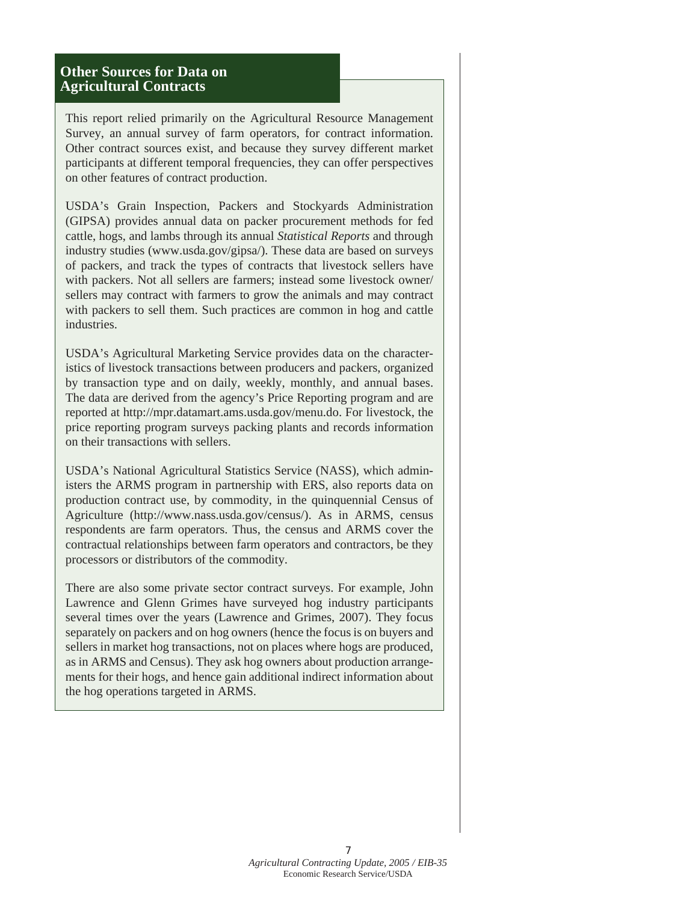## Other Sources for Data on Agricultural Contracts

This report relied primarily on the Agricultural Resource Management Survey, an annual survey of farm operators, for contract information. Other contract sources exist, and because they survey different market participants at different temporal frequencies, they can offer perspectives on other features of contract production.

USDA's Grain Inspection, Packers and Stockyards Administration (GIPSA) provides annual data on packer procurement methods for fed cattle, hogs, and lambs through its annual *Statistical Reports* and through industry studies (www.usda.gov/gipsa/). These data are based on surveys of packers, and track the types of contracts that livestock sellers have with packers. Not all sellers are farmers; instead some livestock owner/sellers may contract with farmers to grow the animals and may contract with packers to sell them. Such practices are common in hog and cattle industries.

USDA's Agricultural Marketing Service provides data on the characteristics of livestock transactions between producers and packers, organized by transaction type and on daily, weekly, monthly, and annual bases. The data are derived from the agency's Price Reporting program and are reported at http://mpr.datamart.ams.usda.gov/menu.do. For livestock, the price reporting program surveys packing plants and records information on their transactions with sellers.

USDA's National Agricultural Statistics Service (NASS), which administers the ARMS program in partnership with ERS, also reports data on production contract use, by commodity, in the quinquennial Census of Agriculture (http://www.nass.usda.gov/census/). As in ARMS, census respondents are farm operators. Thus, the census and ARMS cover the contractual relationships between farm operators and contractors, be they processors or distributors of the commodity.

There are also some private sector contract surveys. For example, John Lawrence and Glenn Grimes have surveyed hog industry participants several times over the years (Lawrence and Grimes, 2007). They focus separately on packers and on hog owners (hence the focus is on buyers and sellers in market hog transactions, not on places where hogs are produced, as in ARMS and Census). They ask hog owners about production arrangements for their hogs, and hence gain additional indirect information about the hog operations targeted in ARMS.